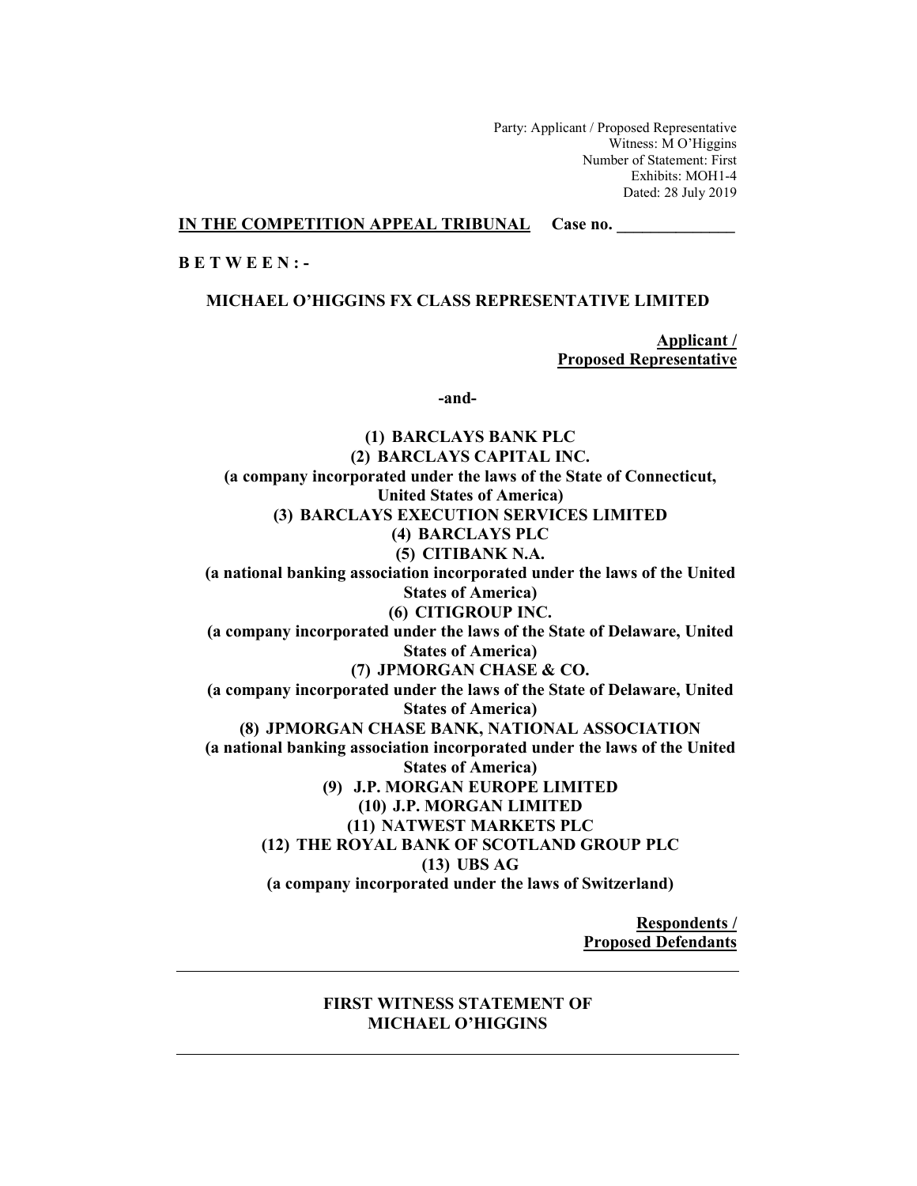Party: Applicant / Proposed Representative
Witness: M O'Higgins
Number of Statement: First
Exhibits: MOH1-4
Dated: 28 July 2019

**IN THE COMPETITION APPEAL TRIBUNAL** **Case no. ______________**

**B E T W E E N : -**

**MICHAEL O'HIGGINS FX CLASS REPRESENTATIVE LIMITED**

**Applicant /**
**Proposed Representative**

**-and-**

**(1) BARCLAYS BANK PLC**
**(2) BARCLAYS CAPITAL INC.**
**(a company incorporated under the laws of the State of Connecticut, United States of America)**
**(3) BARCLAYS EXECUTION SERVICES LIMITED**
**(4) BARCLAYS PLC**
**(5) CITIBANK N.A.**
**(a national banking association incorporated under the laws of the United States of America)**
**(6) CITIGROUP INC.**
**(a company incorporated under the laws of the State of Delaware, United States of America)**
**(7) JPMORGAN CHASE & CO.**
**(a company incorporated under the laws of the State of Delaware, United States of America)**
**(8) JPMORGAN CHASE BANK, NATIONAL ASSOCIATION**
**(a national banking association incorporated under the laws of the United States of America)**
**(9) J.P. MORGAN EUROPE LIMITED**
**(10) J.P. MORGAN LIMITED**
**(11) NATWEST MARKETS PLC**
**(12) THE ROYAL BANK OF SCOTLAND GROUP PLC**
**(13) UBS AG**
**(a company incorporated under the laws of Switzerland)**

**Respondents /**
**Proposed Defendants**

---

**FIRST WITNESS STATEMENT OF**
**MICHAEL O'HIGGINS**

---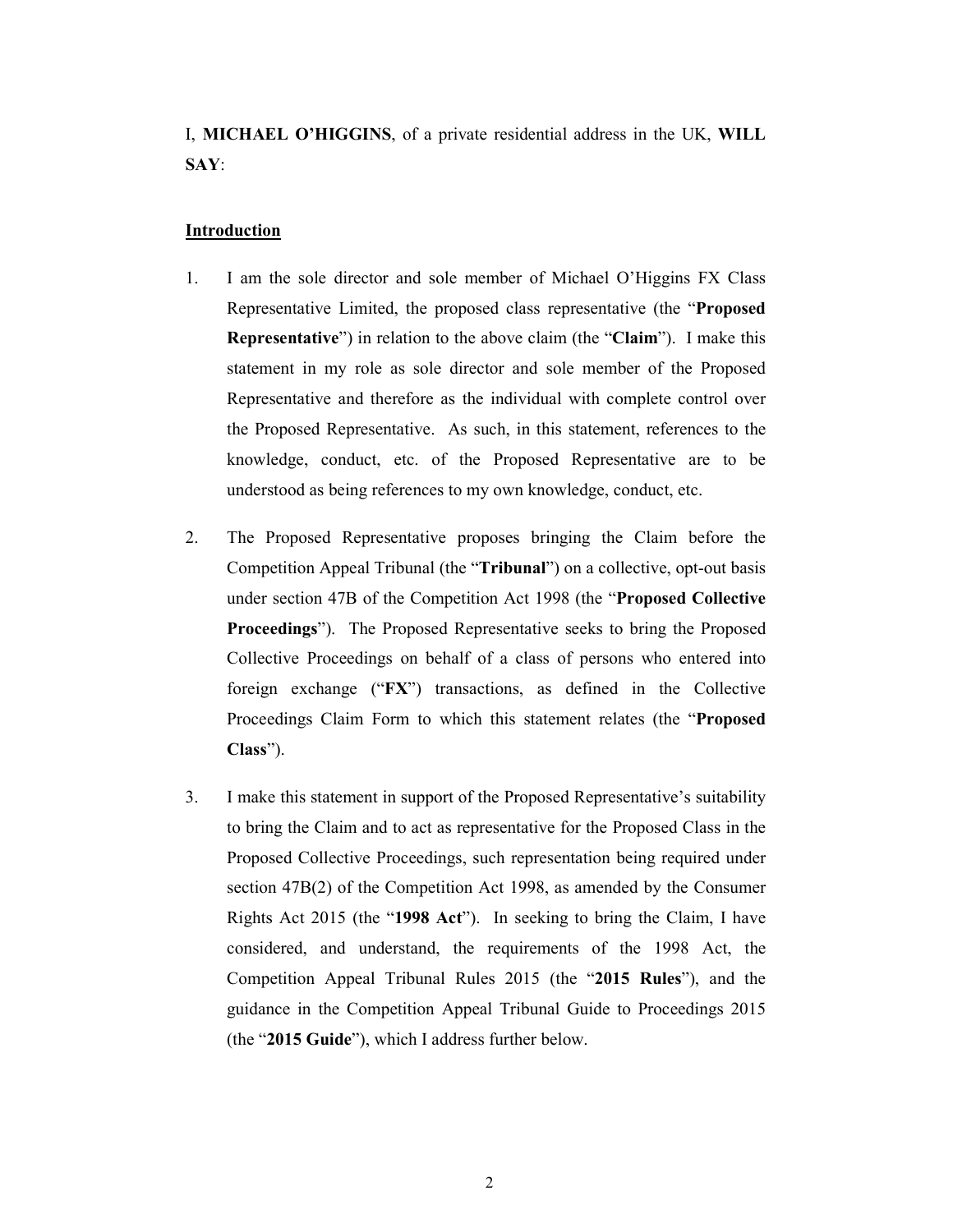I, **MICHAEL O'HIGGINS**, of a private residential address in the UK, **WILL SAY**:

## Introduction

1. I am the sole director and sole member of Michael O'Higgins FX Class Representative Limited, the proposed class representative (the "**Proposed Representative**") in relation to the above claim (the "**Claim**"). I make this statement in my role as sole director and sole member of the Proposed Representative and therefore as the individual with complete control over the Proposed Representative. As such, in this statement, references to the knowledge, conduct, etc. of the Proposed Representative are to be understood as being references to my own knowledge, conduct, etc.

2. The Proposed Representative proposes bringing the Claim before the Competition Appeal Tribunal (the "**Tribunal**") on a collective, opt-out basis under section 47B of the Competition Act 1998 (the "**Proposed Collective Proceedings**"). The Proposed Representative seeks to bring the Proposed Collective Proceedings on behalf of a class of persons who entered into foreign exchange ("**FX**") transactions, as defined in the Collective Proceedings Claim Form to which this statement relates (the "**Proposed Class**").

3. I make this statement in support of the Proposed Representative's suitability to bring the Claim and to act as representative for the Proposed Class in the Proposed Collective Proceedings, such representation being required under section 47B(2) of the Competition Act 1998, as amended by the Consumer Rights Act 2015 (the "**1998 Act**"). In seeking to bring the Claim, I have considered, and understand, the requirements of the 1998 Act, the Competition Appeal Tribunal Rules 2015 (the "**2015 Rules**"), and the guidance in the Competition Appeal Tribunal Guide to Proceedings 2015 (the "**2015 Guide**"), which I address further below.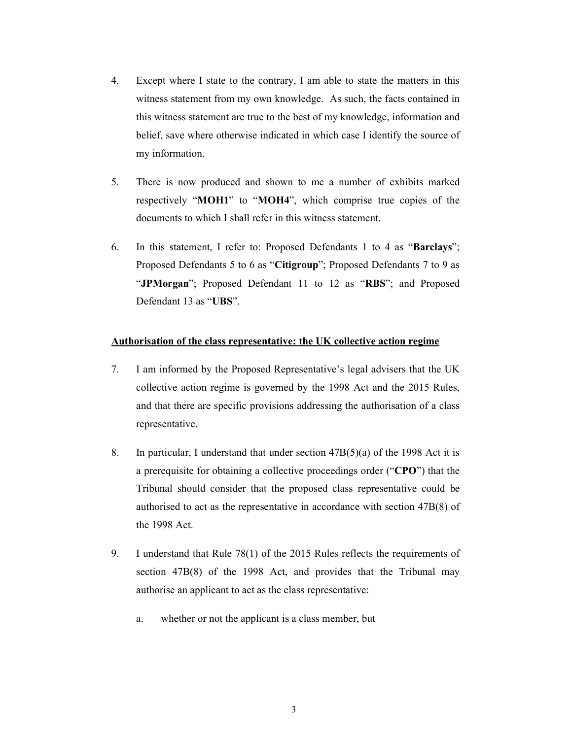4. Except where I state to the contrary, I am able to state the matters in this witness statement from my own knowledge. As such, the facts contained in this witness statement are true to the best of my knowledge, information and belief, save where otherwise indicated in which case I identify the source of my information.

5. There is now produced and shown to me a number of exhibits marked respectively "**MOH1**" to "**MOH4**", which comprise true copies of the documents to which I shall refer in this witness statement.

6. In this statement, I refer to: Proposed Defendants 1 to 4 as "**Barclays**"; Proposed Defendants 5 to 6 as "**Citigroup**"; Proposed Defendants 7 to 9 as "**JPMorgan**"; Proposed Defendant 11 to 12 as "**RBS**"; and Proposed Defendant 13 as "**UBS**".

<u>**Authorisation of the class representative: the UK collective action regime**</u>

7. I am informed by the Proposed Representative's legal advisers that the UK collective action regime is governed by the 1998 Act and the 2015 Rules, and that there are specific provisions addressing the authorisation of a class representative.

8. In particular, I understand that under section 47B(5)(a) of the 1998 Act it is a prerequisite for obtaining a collective proceedings order ("**CPO**") that the Tribunal should consider that the proposed class representative could be authorised to act as the representative in accordance with section 47B(8) of the 1998 Act.

9. I understand that Rule 78(1) of the 2015 Rules reflects the requirements of section 47B(8) of the 1998 Act, and provides that the Tribunal may authorise an applicant to act as the class representative:

   a. whether or not the applicant is a class member, but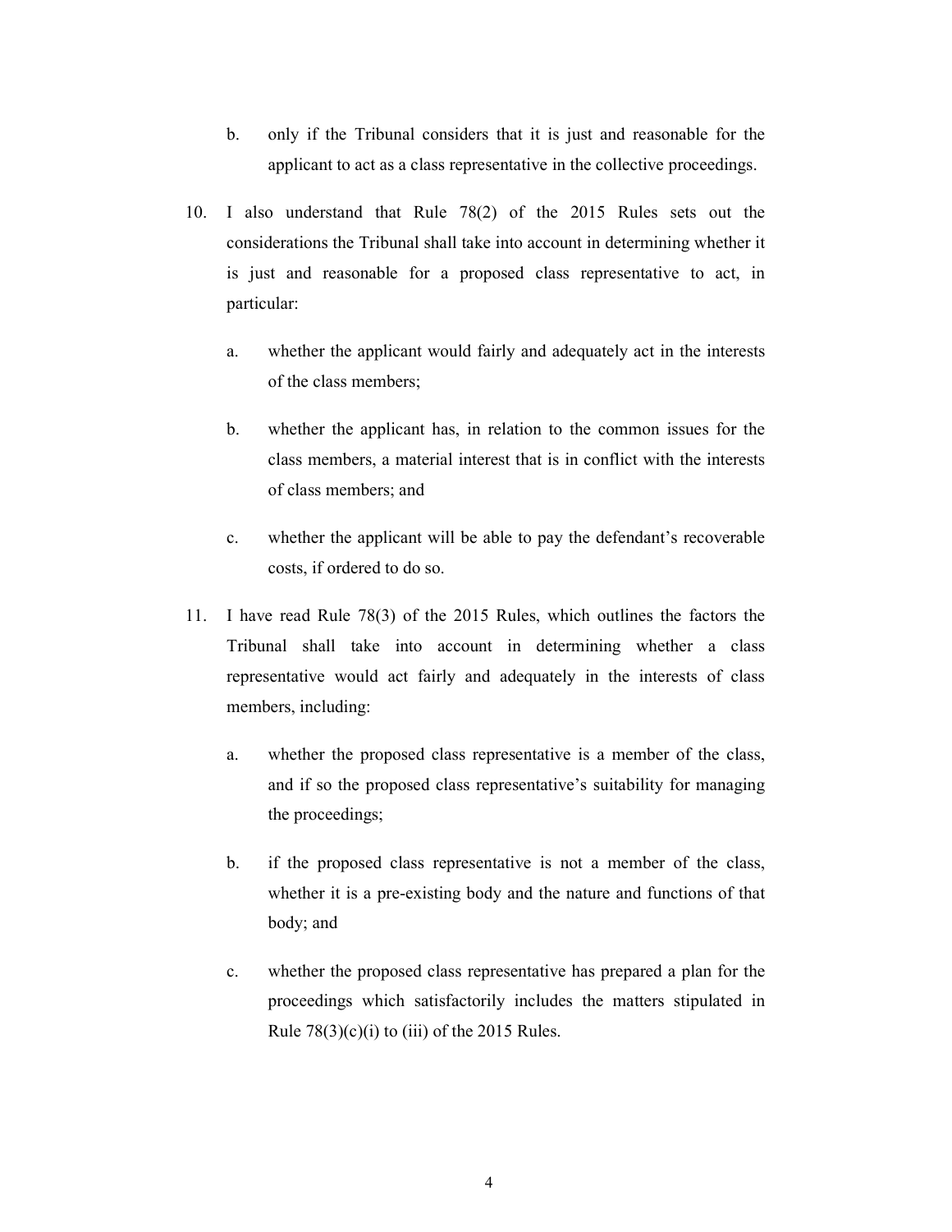b. only if the Tribunal considers that it is just and reasonable for the applicant to act as a class representative in the collective proceedings.

10. I also understand that Rule 78(2) of the 2015 Rules sets out the considerations the Tribunal shall take into account in determining whether it is just and reasonable for a proposed class representative to act, in particular:

    a. whether the applicant would fairly and adequately act in the interests of the class members;

    b. whether the applicant has, in relation to the common issues for the class members, a material interest that is in conflict with the interests of class members; and

    c. whether the applicant will be able to pay the defendant's recoverable costs, if ordered to do so.

11. I have read Rule 78(3) of the 2015 Rules, which outlines the factors the Tribunal shall take into account in determining whether a class representative would act fairly and adequately in the interests of class members, including:

    a. whether the proposed class representative is a member of the class, and if so the proposed class representative's suitability for managing the proceedings;

    b. if the proposed class representative is not a member of the class, whether it is a pre-existing body and the nature and functions of that body; and

    c. whether the proposed class representative has prepared a plan for the proceedings which satisfactorily includes the matters stipulated in Rule 78(3)(c)(i) to (iii) of the 2015 Rules.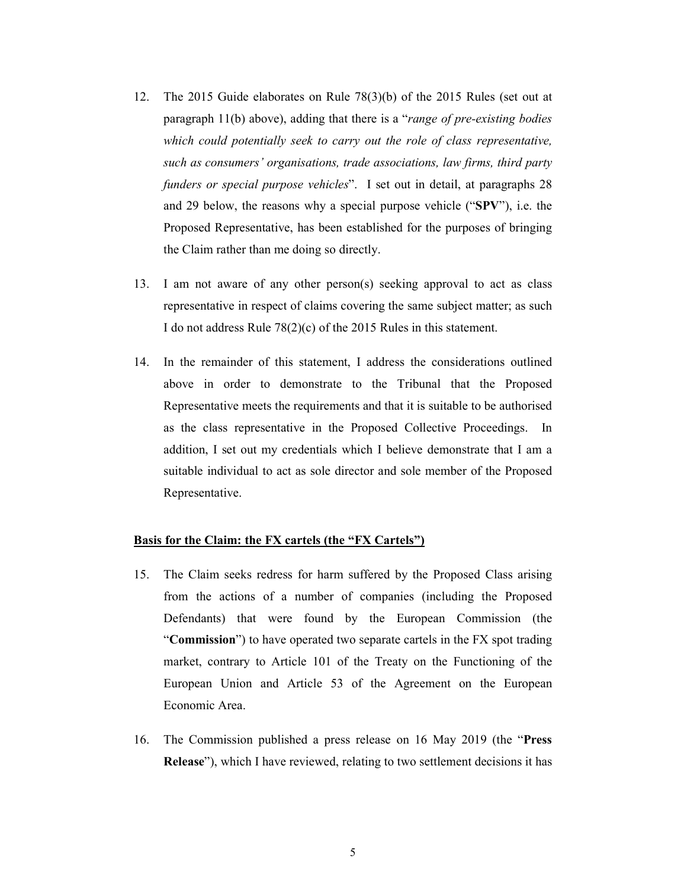12. The 2015 Guide elaborates on Rule 78(3)(b) of the 2015 Rules (set out at paragraph 11(b) above), adding that there is a "*range of pre-existing bodies which could potentially seek to carry out the role of class representative, such as consumers' organisations, trade associations, law firms, third party funders or special purpose vehicles*". I set out in detail, at paragraphs 28 and 29 below, the reasons why a special purpose vehicle ("**SPV**"), i.e. the Proposed Representative, has been established for the purposes of bringing the Claim rather than me doing so directly.

13. I am not aware of any other person(s) seeking approval to act as class representative in respect of claims covering the same subject matter; as such I do not address Rule 78(2)(c) of the 2015 Rules in this statement.

14. In the remainder of this statement, I address the considerations outlined above in order to demonstrate to the Tribunal that the Proposed Representative meets the requirements and that it is suitable to be authorised as the class representative in the Proposed Collective Proceedings. In addition, I set out my credentials which I believe demonstrate that I am a suitable individual to act as sole director and sole member of the Proposed Representative.

**<u>Basis for the Claim: the FX cartels (the "FX Cartels")</u>**

15. The Claim seeks redress for harm suffered by the Proposed Class arising from the actions of a number of companies (including the Proposed Defendants) that were found by the European Commission (the "**Commission**") to have operated two separate cartels in the FX spot trading market, contrary to Article 101 of the Treaty on the Functioning of the European Union and Article 53 of the Agreement on the European Economic Area.

16. The Commission published a press release on 16 May 2019 (the "**Press Release**"), which I have reviewed, relating to two settlement decisions it has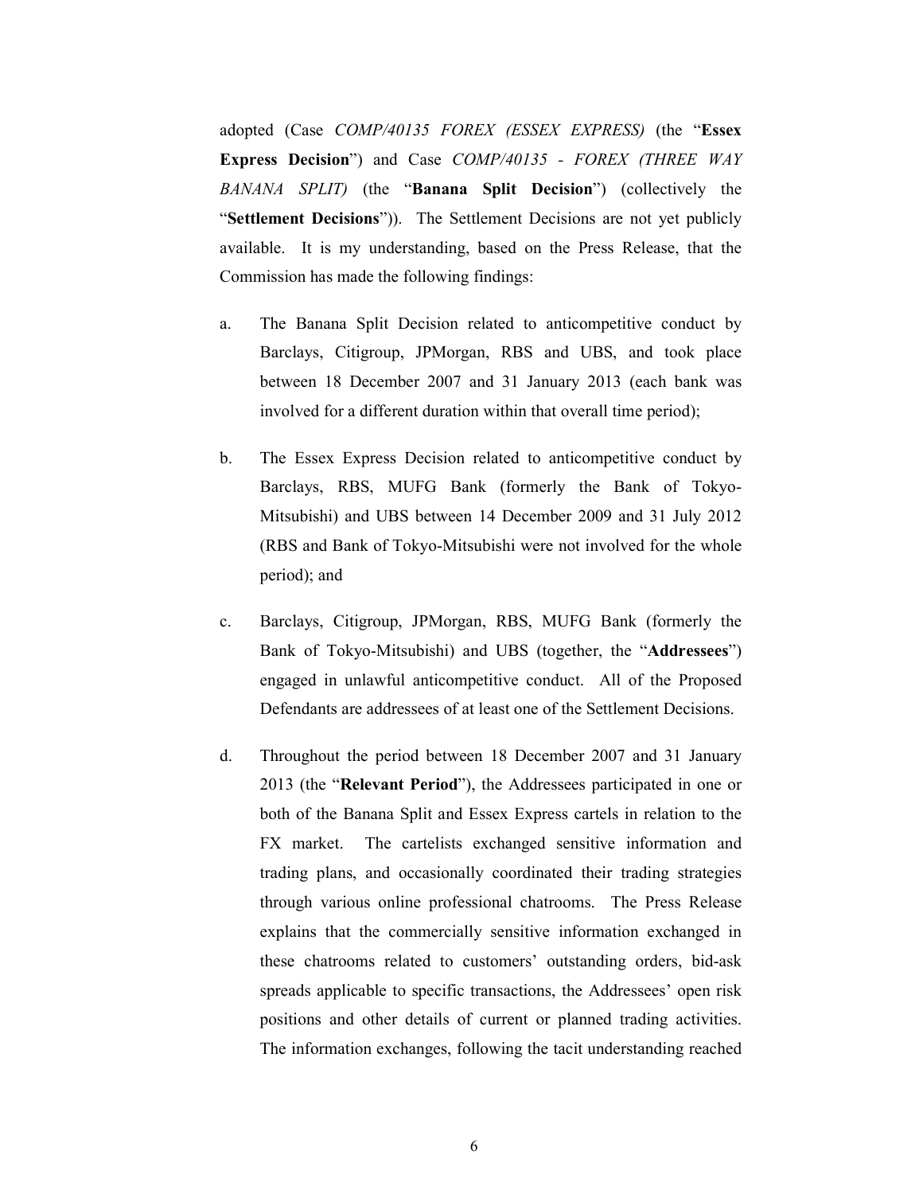adopted (Case *COMP/40135 FOREX (ESSEX EXPRESS)* (the "**Essex Express Decision**") and Case *COMP/40135 - FOREX (THREE WAY BANANA SPLIT)* (the "**Banana Split Decision**") (collectively the "**Settlement Decisions**")). The Settlement Decisions are not yet publicly available. It is my understanding, based on the Press Release, that the Commission has made the following findings:

a. The Banana Split Decision related to anticompetitive conduct by Barclays, Citigroup, JPMorgan, RBS and UBS, and took place between 18 December 2007 and 31 January 2013 (each bank was involved for a different duration within that overall time period);

b. The Essex Express Decision related to anticompetitive conduct by Barclays, RBS, MUFG Bank (formerly the Bank of Tokyo-Mitsubishi) and UBS between 14 December 2009 and 31 July 2012 (RBS and Bank of Tokyo-Mitsubishi were not involved for the whole period); and

c. Barclays, Citigroup, JPMorgan, RBS, MUFG Bank (formerly the Bank of Tokyo-Mitsubishi) and UBS (together, the "**Addressees**") engaged in unlawful anticompetitive conduct. All of the Proposed Defendants are addressees of at least one of the Settlement Decisions.

d. Throughout the period between 18 December 2007 and 31 January 2013 (the "**Relevant Period**"), the Addressees participated in one or both of the Banana Split and Essex Express cartels in relation to the FX market. The cartelists exchanged sensitive information and trading plans, and occasionally coordinated their trading strategies through various online professional chatrooms. The Press Release explains that the commercially sensitive information exchanged in these chatrooms related to customers' outstanding orders, bid-ask spreads applicable to specific transactions, the Addressees' open risk positions and other details of current or planned trading activities. The information exchanges, following the tacit understanding reached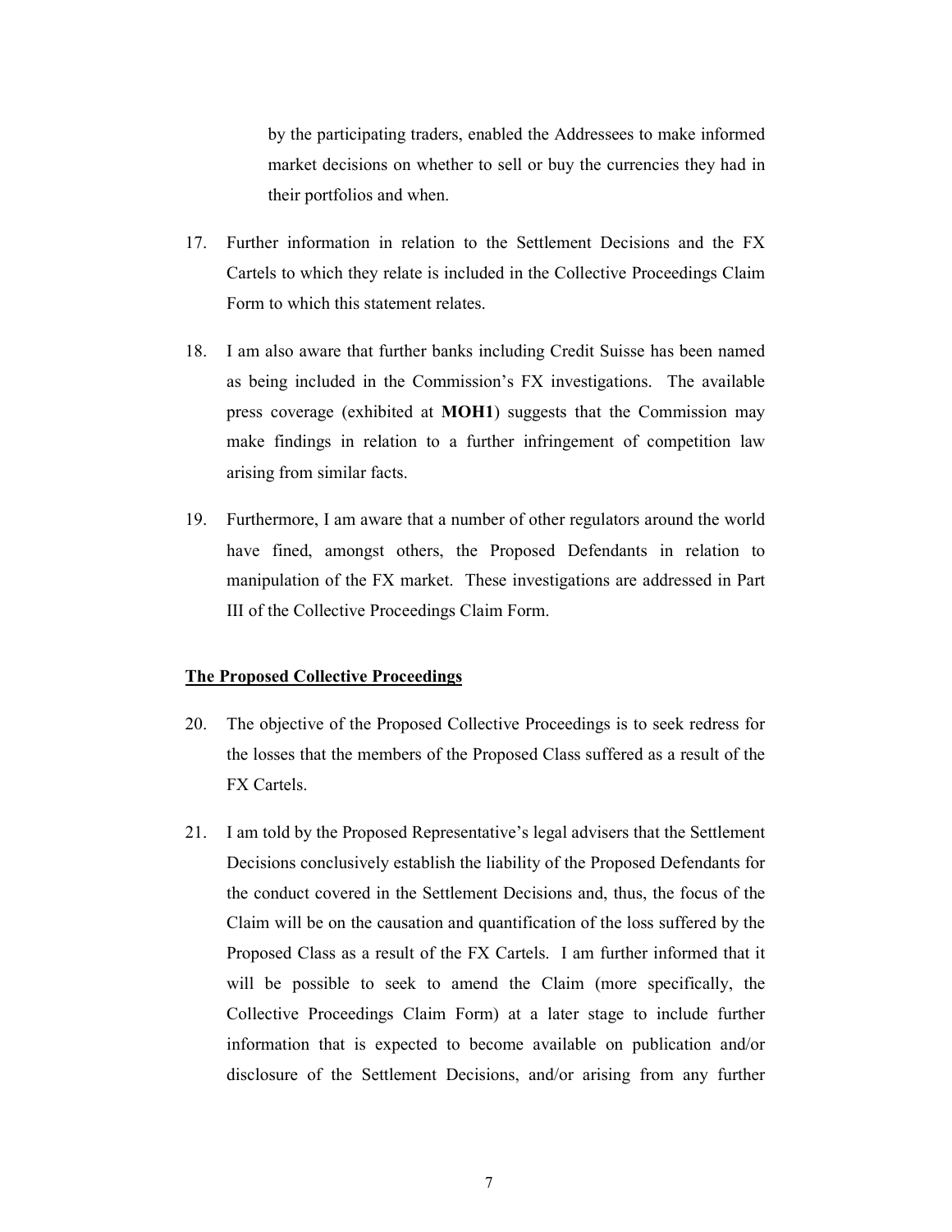by the participating traders, enabled the Addressees to make informed market decisions on whether to sell or buy the currencies they had in their portfolios and when.

17. Further information in relation to the Settlement Decisions and the FX Cartels to which they relate is included in the Collective Proceedings Claim Form to which this statement relates.

18. I am also aware that further banks including Credit Suisse has been named as being included in the Commission's FX investigations. The available press coverage (exhibited at **MOH1**) suggests that the Commission may make findings in relation to a further infringement of competition law arising from similar facts.

19. Furthermore, I am aware that a number of other regulators around the world have fined, amongst others, the Proposed Defendants in relation to manipulation of the FX market. These investigations are addressed in Part III of the Collective Proceedings Claim Form.

## The Proposed Collective Proceedings

20. The objective of the Proposed Collective Proceedings is to seek redress for the losses that the members of the Proposed Class suffered as a result of the FX Cartels.

21. I am told by the Proposed Representative's legal advisers that the Settlement Decisions conclusively establish the liability of the Proposed Defendants for the conduct covered in the Settlement Decisions and, thus, the focus of the Claim will be on the causation and quantification of the loss suffered by the Proposed Class as a result of the FX Cartels. I am further informed that it will be possible to seek to amend the Claim (more specifically, the Collective Proceedings Claim Form) at a later stage to include further information that is expected to become available on publication and/or disclosure of the Settlement Decisions, and/or arising from any further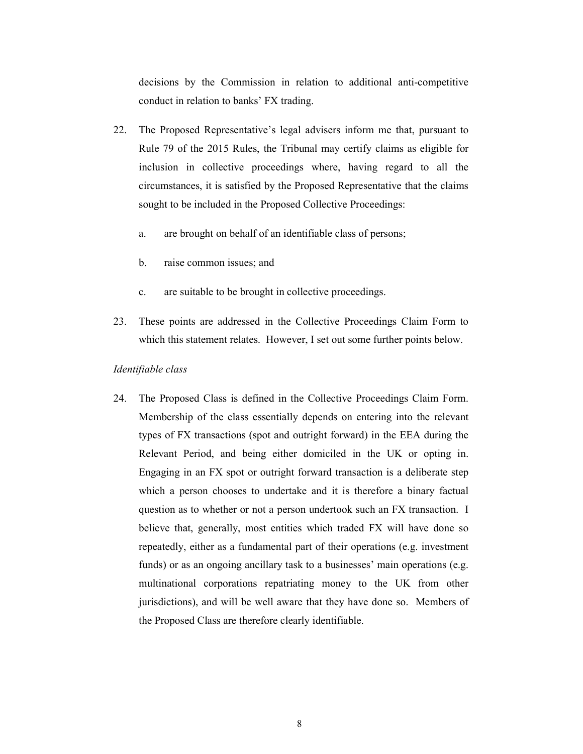decisions by the Commission in relation to additional anti-competitive conduct in relation to banks' FX trading.

22. The Proposed Representative's legal advisers inform me that, pursuant to Rule 79 of the 2015 Rules, the Tribunal may certify claims as eligible for inclusion in collective proceedings where, having regard to all the circumstances, it is satisfied by the Proposed Representative that the claims sought to be included in the Proposed Collective Proceedings:

    a. are brought on behalf of an identifiable class of persons;

    b. raise common issues; and

    c. are suitable to be brought in collective proceedings.

23. These points are addressed in the Collective Proceedings Claim Form to which this statement relates. However, I set out some further points below.

*Identifiable class*

24. The Proposed Class is defined in the Collective Proceedings Claim Form. Membership of the class essentially depends on entering into the relevant types of FX transactions (spot and outright forward) in the EEA during the Relevant Period, and being either domiciled in the UK or opting in. Engaging in an FX spot or outright forward transaction is a deliberate step which a person chooses to undertake and it is therefore a binary factual question as to whether or not a person undertook such an FX transaction. I believe that, generally, most entities which traded FX will have done so repeatedly, either as a fundamental part of their operations (e.g. investment funds) or as an ongoing ancillary task to a businesses' main operations (e.g. multinational corporations repatriating money to the UK from other jurisdictions), and will be well aware that they have done so. Members of the Proposed Class are therefore clearly identifiable.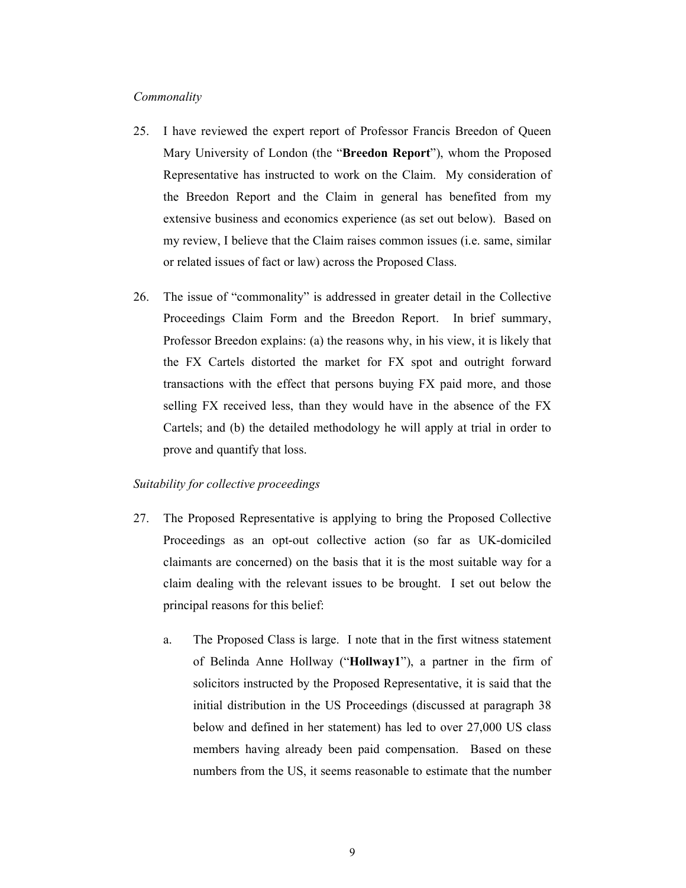*Commonality*

25. I have reviewed the expert report of Professor Francis Breedon of Queen Mary University of London (the "**Breedon Report**"), whom the Proposed Representative has instructed to work on the Claim. My consideration of the Breedon Report and the Claim in general has benefited from my extensive business and economics experience (as set out below). Based on my review, I believe that the Claim raises common issues (i.e. same, similar or related issues of fact or law) across the Proposed Class.

26. The issue of "commonality" is addressed in greater detail in the Collective Proceedings Claim Form and the Breedon Report. In brief summary, Professor Breedon explains: (a) the reasons why, in his view, it is likely that the FX Cartels distorted the market for FX spot and outright forward transactions with the effect that persons buying FX paid more, and those selling FX received less, than they would have in the absence of the FX Cartels; and (b) the detailed methodology he will apply at trial in order to prove and quantify that loss.

*Suitability for collective proceedings*

27. The Proposed Representative is applying to bring the Proposed Collective Proceedings as an opt-out collective action (so far as UK-domiciled claimants are concerned) on the basis that it is the most suitable way for a claim dealing with the relevant issues to be brought. I set out below the principal reasons for this belief:

    a. The Proposed Class is large. I note that in the first witness statement of Belinda Anne Hollway ("**Hollway1**"), a partner in the firm of solicitors instructed by the Proposed Representative, it is said that the initial distribution in the US Proceedings (discussed at paragraph 38 below and defined in her statement) has led to over 27,000 US class members having already been paid compensation. Based on these numbers from the US, it seems reasonable to estimate that the number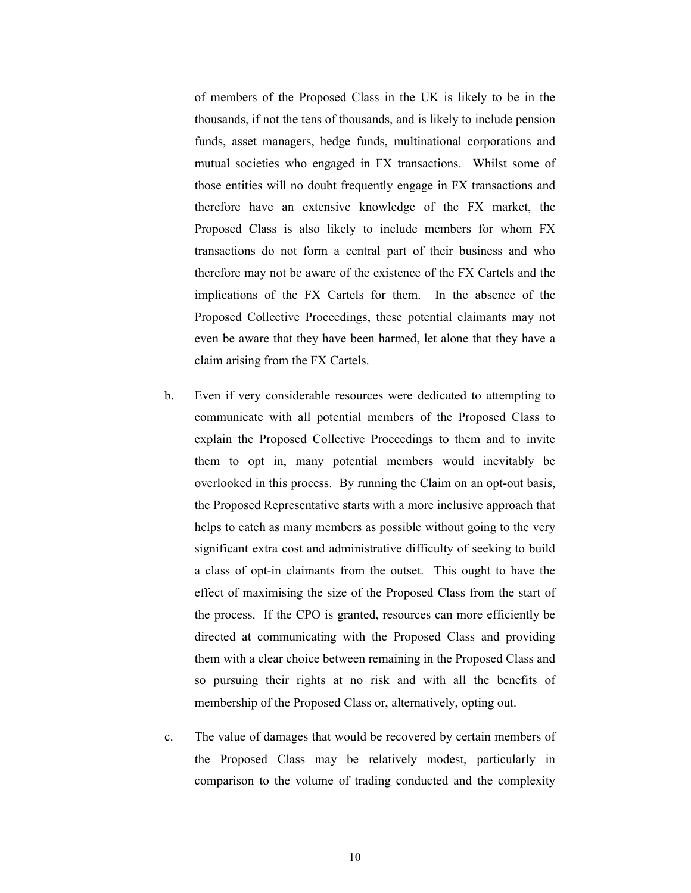of members of the Proposed Class in the UK is likely to be in the thousands, if not the tens of thousands, and is likely to include pension funds, asset managers, hedge funds, multinational corporations and mutual societies who engaged in FX transactions. Whilst some of those entities will no doubt frequently engage in FX transactions and therefore have an extensive knowledge of the FX market, the Proposed Class is also likely to include members for whom FX transactions do not form a central part of their business and who therefore may not be aware of the existence of the FX Cartels and the implications of the FX Cartels for them. In the absence of the Proposed Collective Proceedings, these potential claimants may not even be aware that they have been harmed, let alone that they have a claim arising from the FX Cartels.

b. Even if very considerable resources were dedicated to attempting to communicate with all potential members of the Proposed Class to explain the Proposed Collective Proceedings to them and to invite them to opt in, many potential members would inevitably be overlooked in this process. By running the Claim on an opt-out basis, the Proposed Representative starts with a more inclusive approach that helps to catch as many members as possible without going to the very significant extra cost and administrative difficulty of seeking to build a class of opt-in claimants from the outset. This ought to have the effect of maximising the size of the Proposed Class from the start of the process. If the CPO is granted, resources can more efficiently be directed at communicating with the Proposed Class and providing them with a clear choice between remaining in the Proposed Class and so pursuing their rights at no risk and with all the benefits of membership of the Proposed Class or, alternatively, opting out.

c. The value of damages that would be recovered by certain members of the Proposed Class may be relatively modest, particularly in comparison to the volume of trading conducted and the complexity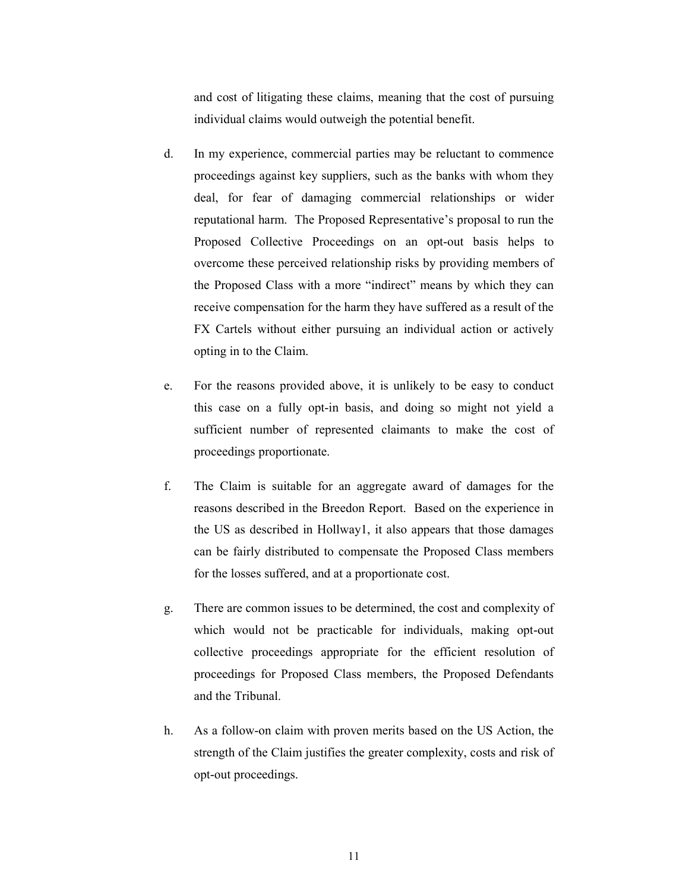and cost of litigating these claims, meaning that the cost of pursuing individual claims would outweigh the potential benefit.

d. In my experience, commercial parties may be reluctant to commence proceedings against key suppliers, such as the banks with whom they deal, for fear of damaging commercial relationships or wider reputational harm. The Proposed Representative's proposal to run the Proposed Collective Proceedings on an opt-out basis helps to overcome these perceived relationship risks by providing members of the Proposed Class with a more "indirect" means by which they can receive compensation for the harm they have suffered as a result of the FX Cartels without either pursuing an individual action or actively opting in to the Claim.

e. For the reasons provided above, it is unlikely to be easy to conduct this case on a fully opt-in basis, and doing so might not yield a sufficient number of represented claimants to make the cost of proceedings proportionate.

f. The Claim is suitable for an aggregate award of damages for the reasons described in the Breedon Report. Based on the experience in the US as described in Hollway1, it also appears that those damages can be fairly distributed to compensate the Proposed Class members for the losses suffered, and at a proportionate cost.

g. There are common issues to be determined, the cost and complexity of which would not be practicable for individuals, making opt-out collective proceedings appropriate for the efficient resolution of proceedings for Proposed Class members, the Proposed Defendants and the Tribunal.

h. As a follow-on claim with proven merits based on the US Action, the strength of the Claim justifies the greater complexity, costs and risk of opt-out proceedings.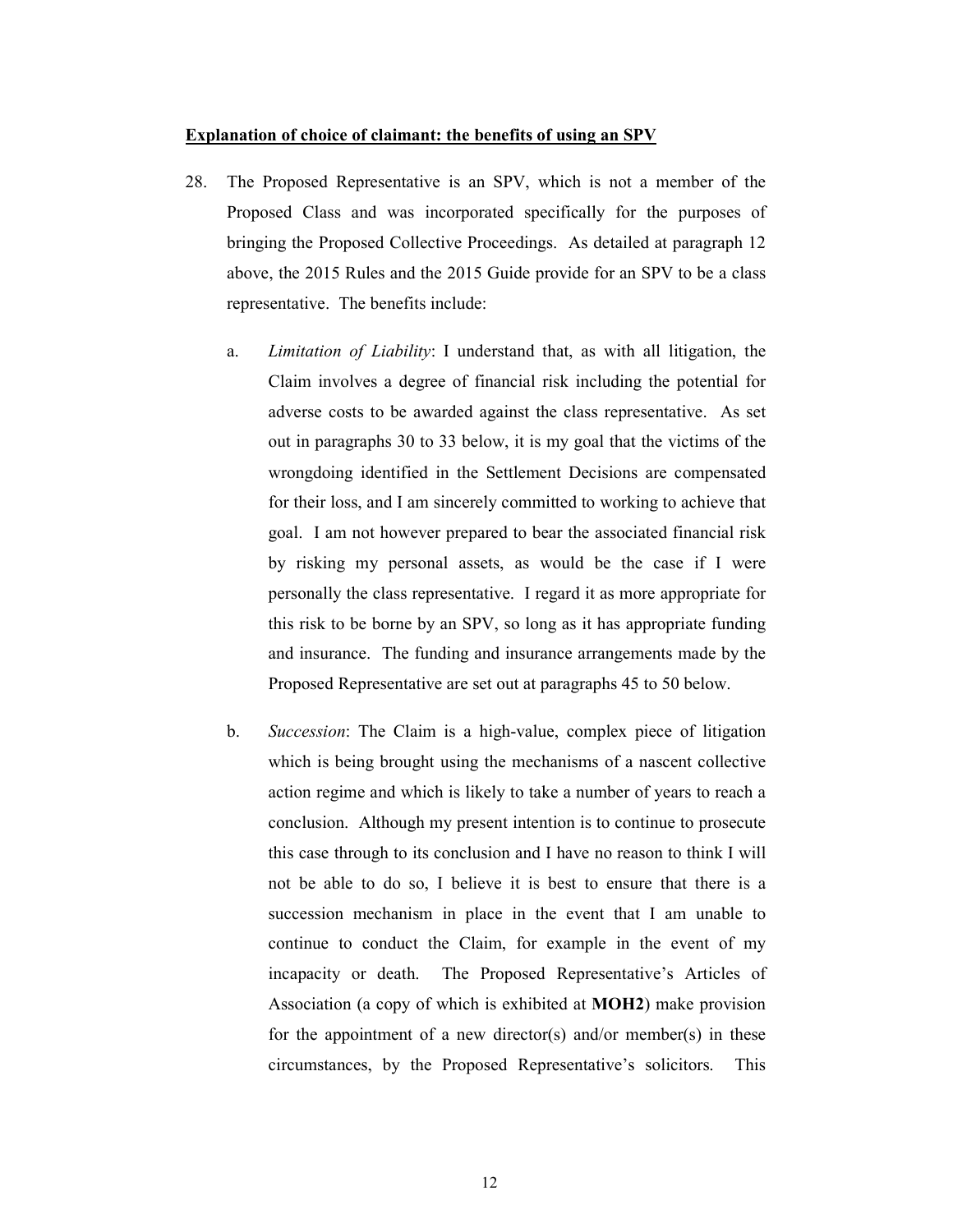**Explanation of choice of claimant: the benefits of using an SPV**

28. The Proposed Representative is an SPV, which is not a member of the Proposed Class and was incorporated specifically for the purposes of bringing the Proposed Collective Proceedings. As detailed at paragraph 12 above, the 2015 Rules and the 2015 Guide provide for an SPV to be a class representative. The benefits include:

    a. *Limitation of Liability*: I understand that, as with all litigation, the Claim involves a degree of financial risk including the potential for adverse costs to be awarded against the class representative. As set out in paragraphs 30 to 33 below, it is my goal that the victims of the wrongdoing identified in the Settlement Decisions are compensated for their loss, and I am sincerely committed to working to achieve that goal. I am not however prepared to bear the associated financial risk by risking my personal assets, as would be the case if I were personally the class representative. I regard it as more appropriate for this risk to be borne by an SPV, so long as it has appropriate funding and insurance. The funding and insurance arrangements made by the Proposed Representative are set out at paragraphs 45 to 50 below.

    b. *Succession*: The Claim is a high-value, complex piece of litigation which is being brought using the mechanisms of a nascent collective action regime and which is likely to take a number of years to reach a conclusion. Although my present intention is to continue to prosecute this case through to its conclusion and I have no reason to think I will not be able to do so, I believe it is best to ensure that there is a succession mechanism in place in the event that I am unable to continue to conduct the Claim, for example in the event of my incapacity or death. The Proposed Representative's Articles of Association (a copy of which is exhibited at **MOH2**) make provision for the appointment of a new director(s) and/or member(s) in these circumstances, by the Proposed Representative's solicitors. This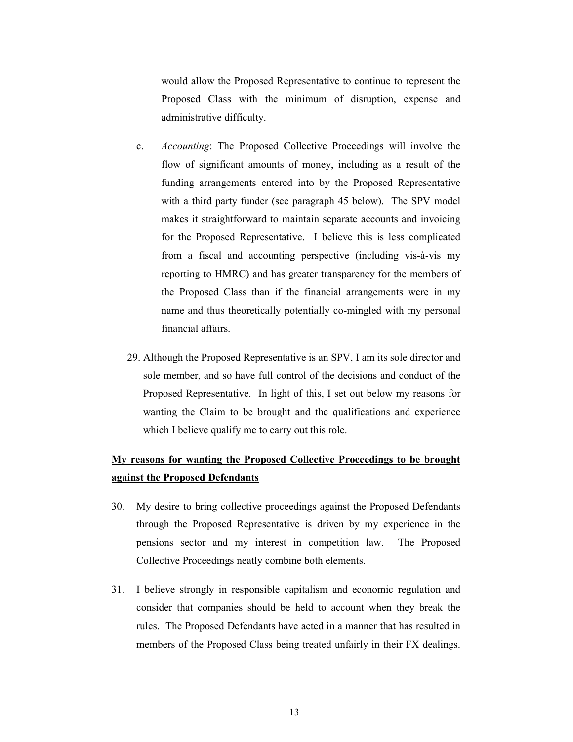would allow the Proposed Representative to continue to represent the Proposed Class with the minimum of disruption, expense and administrative difficulty.

c. *Accounting*: The Proposed Collective Proceedings will involve the flow of significant amounts of money, including as a result of the funding arrangements entered into by the Proposed Representative with a third party funder (see paragraph 45 below). The SPV model makes it straightforward to maintain separate accounts and invoicing for the Proposed Representative. I believe this is less complicated from a fiscal and accounting perspective (including vis-à-vis my reporting to HMRC) and has greater transparency for the members of the Proposed Class than if the financial arrangements were in my name and thus theoretically potentially co-mingled with my personal financial affairs.

29. Although the Proposed Representative is an SPV, I am its sole director and sole member, and so have full control of the decisions and conduct of the Proposed Representative. In light of this, I set out below my reasons for wanting the Claim to be brought and the qualifications and experience which I believe qualify me to carry out this role.

**<u>My reasons for wanting the Proposed Collective Proceedings to be brought against the Proposed Defendants</u>**

30. My desire to bring collective proceedings against the Proposed Defendants through the Proposed Representative is driven by my experience in the pensions sector and my interest in competition law. The Proposed Collective Proceedings neatly combine both elements.

31. I believe strongly in responsible capitalism and economic regulation and consider that companies should be held to account when they break the rules. The Proposed Defendants have acted in a manner that has resulted in members of the Proposed Class being treated unfairly in their FX dealings.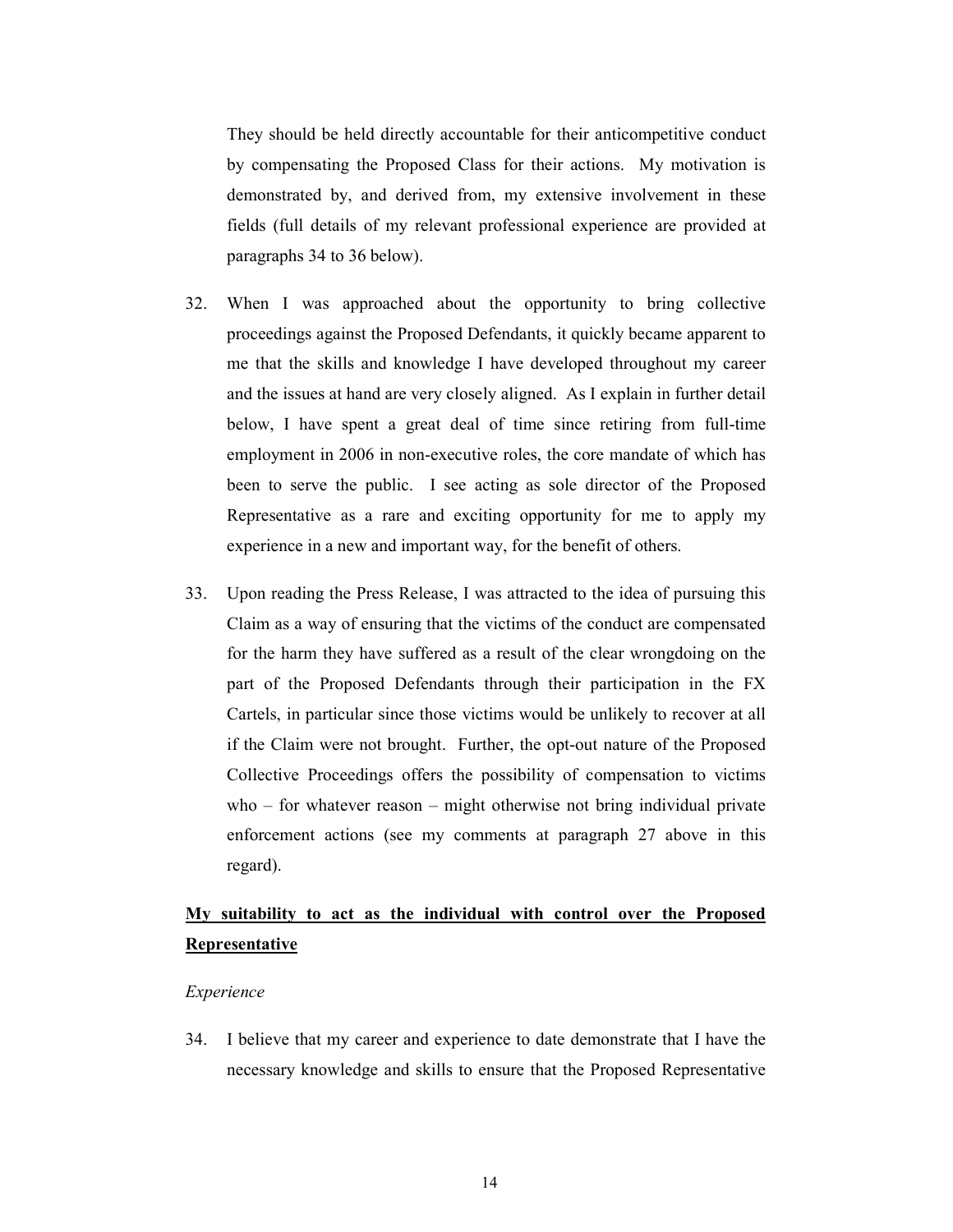They should be held directly accountable for their anticompetitive conduct by compensating the Proposed Class for their actions. My motivation is demonstrated by, and derived from, my extensive involvement in these fields (full details of my relevant professional experience are provided at paragraphs 34 to 36 below).

32. When I was approached about the opportunity to bring collective proceedings against the Proposed Defendants, it quickly became apparent to me that the skills and knowledge I have developed throughout my career and the issues at hand are very closely aligned. As I explain in further detail below, I have spent a great deal of time since retiring from full-time employment in 2006 in non-executive roles, the core mandate of which has been to serve the public. I see acting as sole director of the Proposed Representative as a rare and exciting opportunity for me to apply my experience in a new and important way, for the benefit of others.

33. Upon reading the Press Release, I was attracted to the idea of pursuing this Claim as a way of ensuring that the victims of the conduct are compensated for the harm they have suffered as a result of the clear wrongdoing on the part of the Proposed Defendants through their participation in the FX Cartels, in particular since those victims would be unlikely to recover at all if the Claim were not brought. Further, the opt-out nature of the Proposed Collective Proceedings offers the possibility of compensation to victims who – for whatever reason – might otherwise not bring individual private enforcement actions (see my comments at paragraph 27 above in this regard).

<u>**My suitability to act as the individual with control over the Proposed Representative**</u>

*Experience*

34. I believe that my career and experience to date demonstrate that I have the necessary knowledge and skills to ensure that the Proposed Representative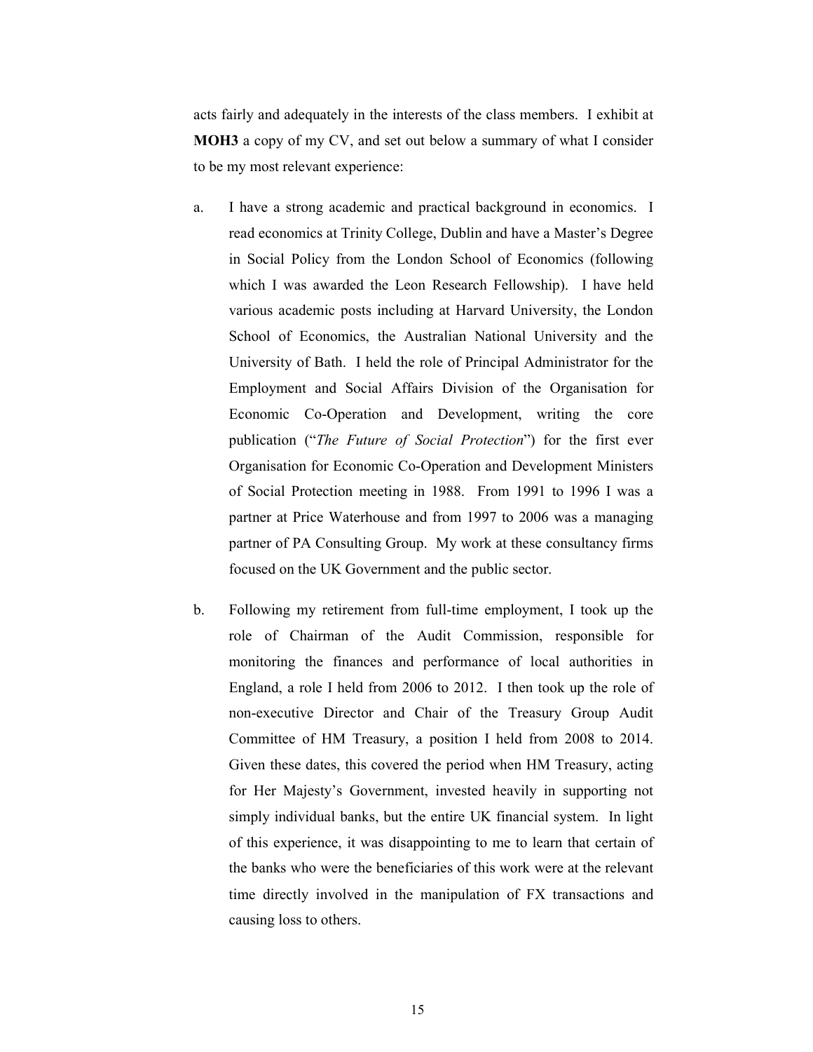acts fairly and adequately in the interests of the class members. I exhibit at **MOH3** a copy of my CV, and set out below a summary of what I consider to be my most relevant experience:

a. I have a strong academic and practical background in economics. I read economics at Trinity College, Dublin and have a Master's Degree in Social Policy from the London School of Economics (following which I was awarded the Leon Research Fellowship). I have held various academic posts including at Harvard University, the London School of Economics, the Australian National University and the University of Bath. I held the role of Principal Administrator for the Employment and Social Affairs Division of the Organisation for Economic Co-Operation and Development, writing the core publication ("*The Future of Social Protection*") for the first ever Organisation for Economic Co-Operation and Development Ministers of Social Protection meeting in 1988. From 1991 to 1996 I was a partner at Price Waterhouse and from 1997 to 2006 was a managing partner of PA Consulting Group. My work at these consultancy firms focused on the UK Government and the public sector.

b. Following my retirement from full-time employment, I took up the role of Chairman of the Audit Commission, responsible for monitoring the finances and performance of local authorities in England, a role I held from 2006 to 2012. I then took up the role of non-executive Director and Chair of the Treasury Group Audit Committee of HM Treasury, a position I held from 2008 to 2014. Given these dates, this covered the period when HM Treasury, acting for Her Majesty's Government, invested heavily in supporting not simply individual banks, but the entire UK financial system. In light of this experience, it was disappointing to me to learn that certain of the banks who were the beneficiaries of this work were at the relevant time directly involved in the manipulation of FX transactions and causing loss to others.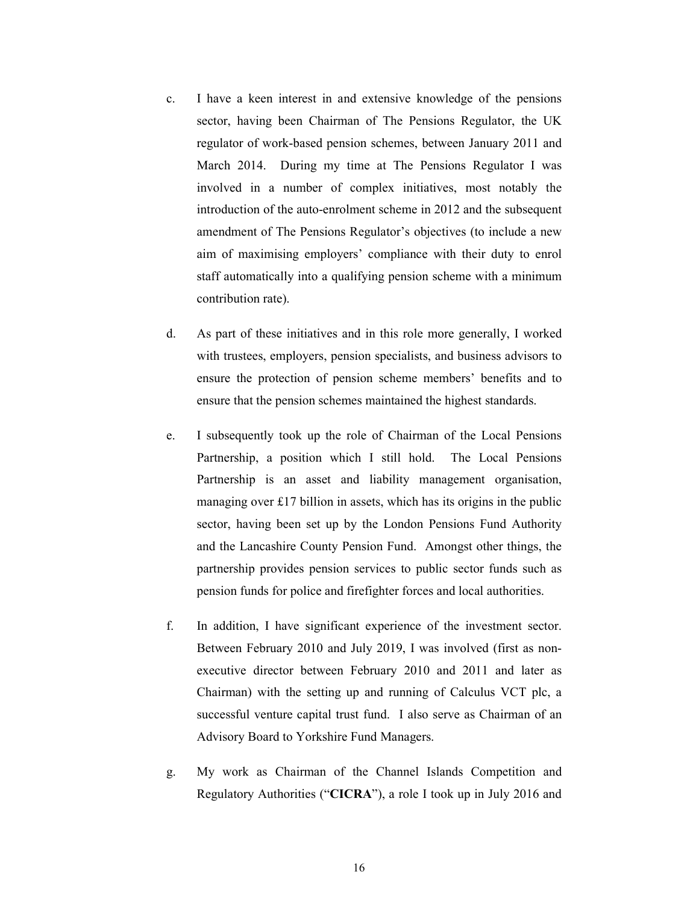c. I have a keen interest in and extensive knowledge of the pensions sector, having been Chairman of The Pensions Regulator, the UK regulator of work-based pension schemes, between January 2011 and March 2014. During my time at The Pensions Regulator I was involved in a number of complex initiatives, most notably the introduction of the auto-enrolment scheme in 2012 and the subsequent amendment of The Pensions Regulator's objectives (to include a new aim of maximising employers' compliance with their duty to enrol staff automatically into a qualifying pension scheme with a minimum contribution rate).

d. As part of these initiatives and in this role more generally, I worked with trustees, employers, pension specialists, and business advisors to ensure the protection of pension scheme members' benefits and to ensure that the pension schemes maintained the highest standards.

e. I subsequently took up the role of Chairman of the Local Pensions Partnership, a position which I still hold. The Local Pensions Partnership is an asset and liability management organisation, managing over £17 billion in assets, which has its origins in the public sector, having been set up by the London Pensions Fund Authority and the Lancashire County Pension Fund. Amongst other things, the partnership provides pension services to public sector funds such as pension funds for police and firefighter forces and local authorities.

f. In addition, I have significant experience of the investment sector. Between February 2010 and July 2019, I was involved (first as non-executive director between February 2010 and 2011 and later as Chairman) with the setting up and running of Calculus VCT plc, a successful venture capital trust fund. I also serve as Chairman of an Advisory Board to Yorkshire Fund Managers.

g. My work as Chairman of the Channel Islands Competition and Regulatory Authorities ("**CICRA**"), a role I took up in July 2016 and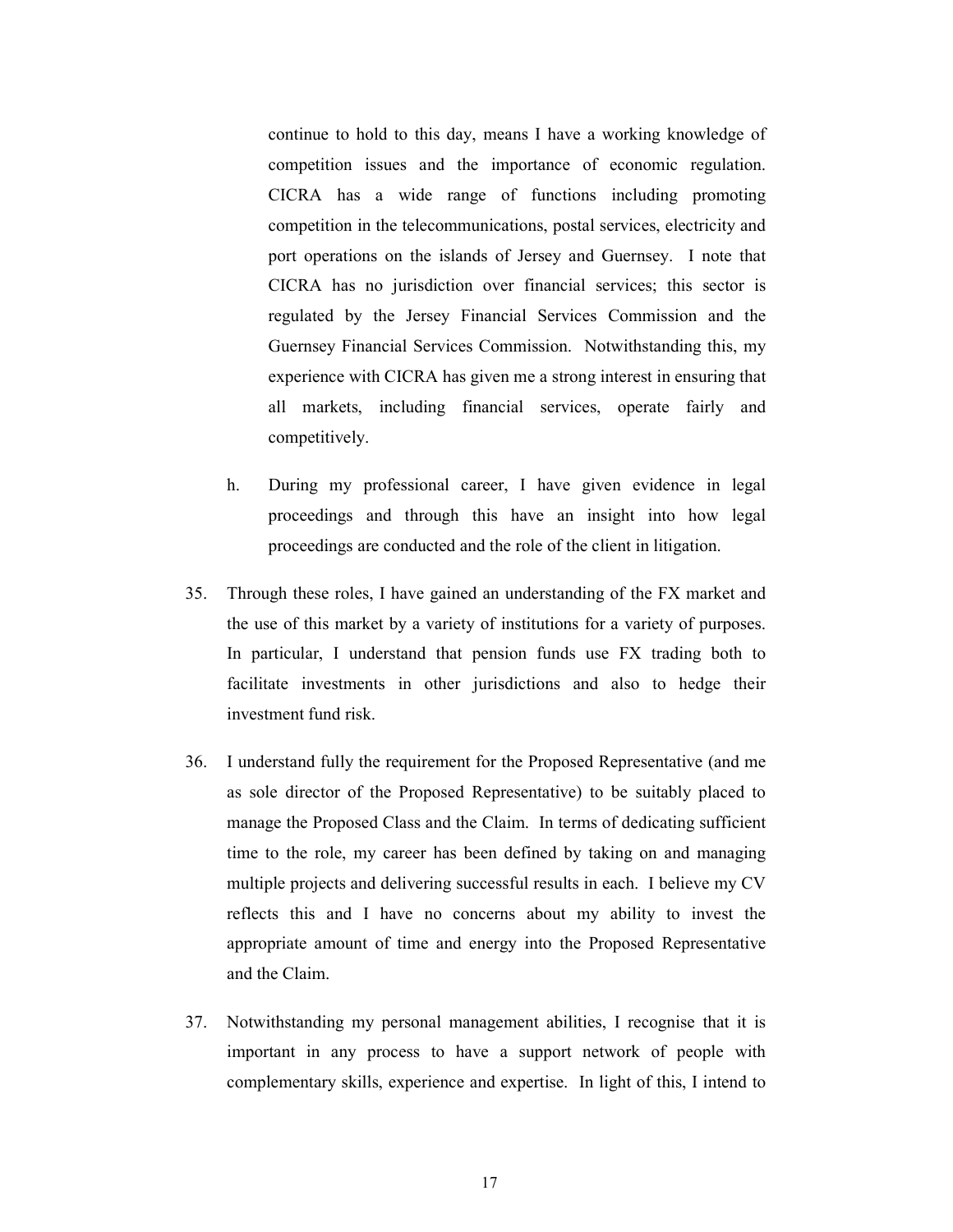continue to hold to this day, means I have a working knowledge of competition issues and the importance of economic regulation. CICRA has a wide range of functions including promoting competition in the telecommunications, postal services, electricity and port operations on the islands of Jersey and Guernsey. I note that CICRA has no jurisdiction over financial services; this sector is regulated by the Jersey Financial Services Commission and the Guernsey Financial Services Commission. Notwithstanding this, my experience with CICRA has given me a strong interest in ensuring that all markets, including financial services, operate fairly and competitively.

h. During my professional career, I have given evidence in legal proceedings and through this have an insight into how legal proceedings are conducted and the role of the client in litigation.

35. Through these roles, I have gained an understanding of the FX market and the use of this market by a variety of institutions for a variety of purposes. In particular, I understand that pension funds use FX trading both to facilitate investments in other jurisdictions and also to hedge their investment fund risk.

36. I understand fully the requirement for the Proposed Representative (and me as sole director of the Proposed Representative) to be suitably placed to manage the Proposed Class and the Claim. In terms of dedicating sufficient time to the role, my career has been defined by taking on and managing multiple projects and delivering successful results in each. I believe my CV reflects this and I have no concerns about my ability to invest the appropriate amount of time and energy into the Proposed Representative and the Claim.

37. Notwithstanding my personal management abilities, I recognise that it is important in any process to have a support network of people with complementary skills, experience and expertise. In light of this, I intend to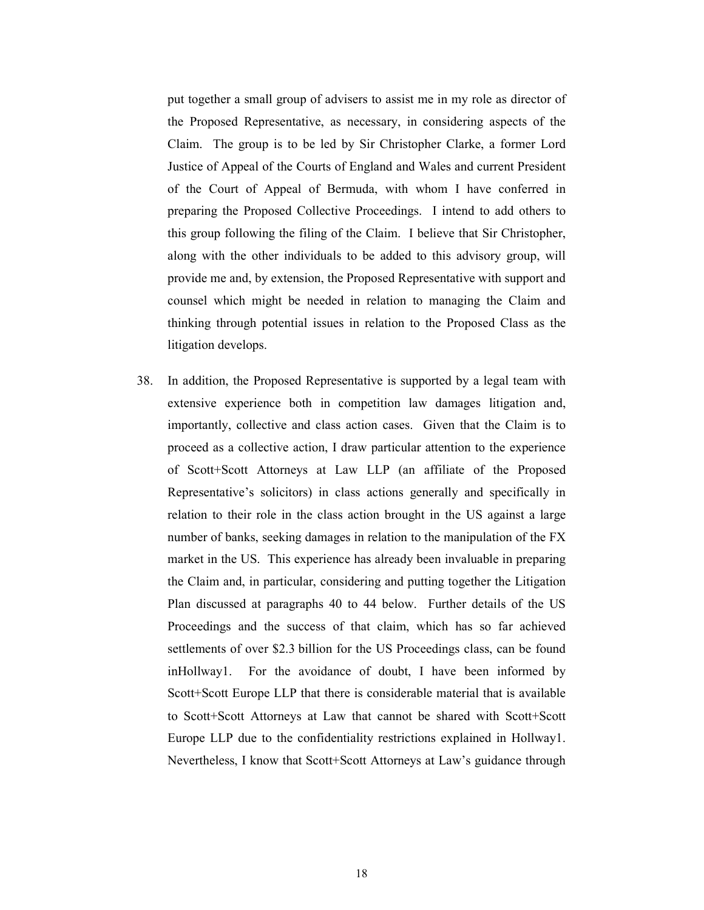put together a small group of advisers to assist me in my role as director of the Proposed Representative, as necessary, in considering aspects of the Claim. The group is to be led by Sir Christopher Clarke, a former Lord Justice of Appeal of the Courts of England and Wales and current President of the Court of Appeal of Bermuda, with whom I have conferred in preparing the Proposed Collective Proceedings. I intend to add others to this group following the filing of the Claim. I believe that Sir Christopher, along with the other individuals to be added to this advisory group, will provide me and, by extension, the Proposed Representative with support and counsel which might be needed in relation to managing the Claim and thinking through potential issues in relation to the Proposed Class as the litigation develops.

38. In addition, the Proposed Representative is supported by a legal team with extensive experience both in competition law damages litigation and, importantly, collective and class action cases. Given that the Claim is to proceed as a collective action, I draw particular attention to the experience of Scott+Scott Attorneys at Law LLP (an affiliate of the Proposed Representative's solicitors) in class actions generally and specifically in relation to their role in the class action brought in the US against a large number of banks, seeking damages in relation to the manipulation of the FX market in the US. This experience has already been invaluable in preparing the Claim and, in particular, considering and putting together the Litigation Plan discussed at paragraphs 40 to 44 below. Further details of the US Proceedings and the success of that claim, which has so far achieved settlements of over $2.3 billion for the US Proceedings class, can be found inHollway1. For the avoidance of doubt, I have been informed by Scott+Scott Europe LLP that there is considerable material that is available to Scott+Scott Attorneys at Law that cannot be shared with Scott+Scott Europe LLP due to the confidentiality restrictions explained in Hollway1. Nevertheless, I know that Scott+Scott Attorneys at Law's guidance through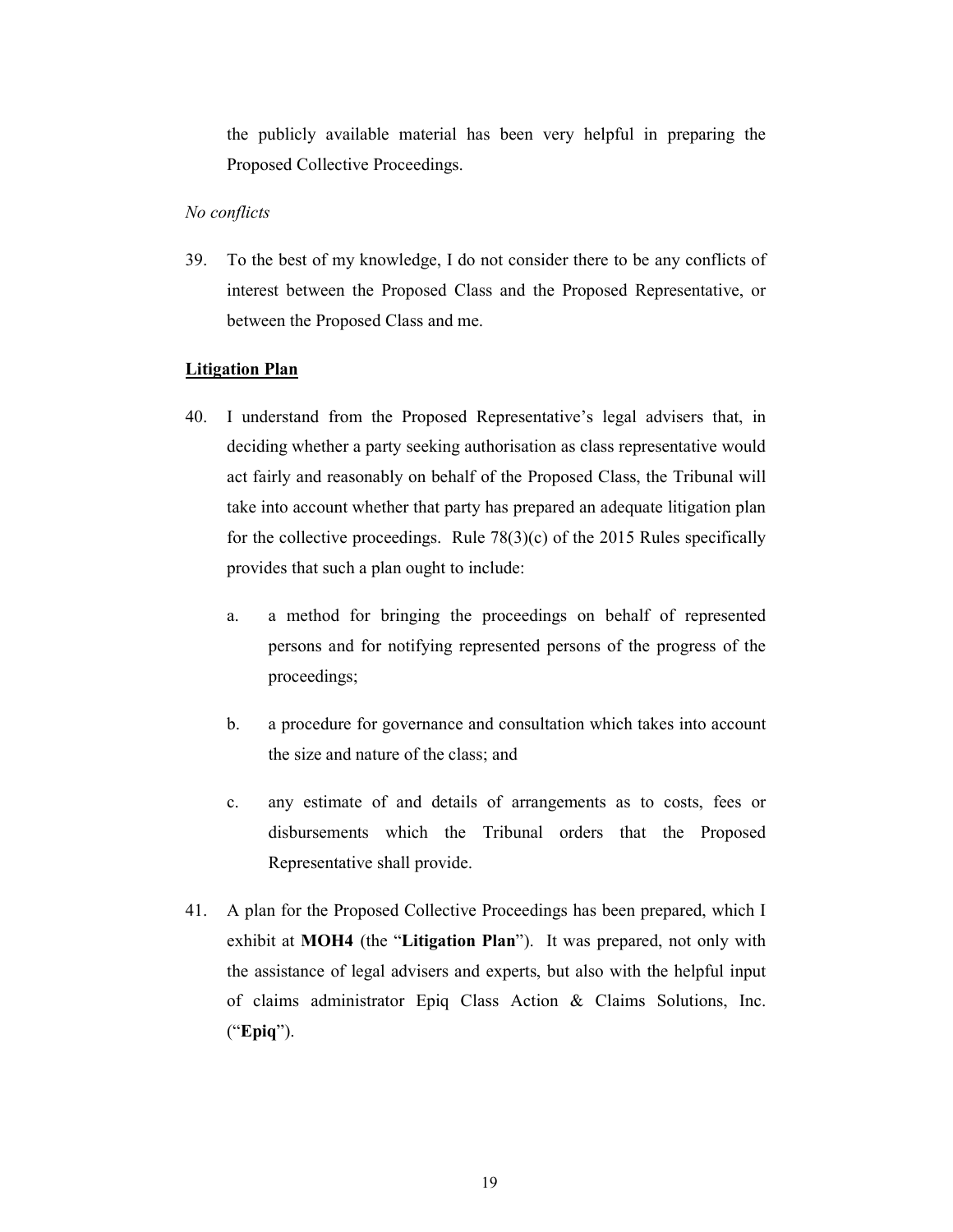the publicly available material has been very helpful in preparing the Proposed Collective Proceedings.

*No conflicts*

39. To the best of my knowledge, I do not consider there to be any conflicts of interest between the Proposed Class and the Proposed Representative, or between the Proposed Class and me.

**Litigation Plan**

40. I understand from the Proposed Representative's legal advisers that, in deciding whether a party seeking authorisation as class representative would act fairly and reasonably on behalf of the Proposed Class, the Tribunal will take into account whether that party has prepared an adequate litigation plan for the collective proceedings. Rule 78(3)(c) of the 2015 Rules specifically provides that such a plan ought to include:

    a. a method for bringing the proceedings on behalf of represented persons and for notifying represented persons of the progress of the proceedings;

    b. a procedure for governance and consultation which takes into account the size and nature of the class; and

    c. any estimate of and details of arrangements as to costs, fees or disbursements which the Tribunal orders that the Proposed Representative shall provide.

41. A plan for the Proposed Collective Proceedings has been prepared, which I exhibit at **MOH4** (the "**Litigation Plan**"). It was prepared, not only with the assistance of legal advisers and experts, but also with the helpful input of claims administrator Epiq Class Action & Claims Solutions, Inc. ("**Epiq**").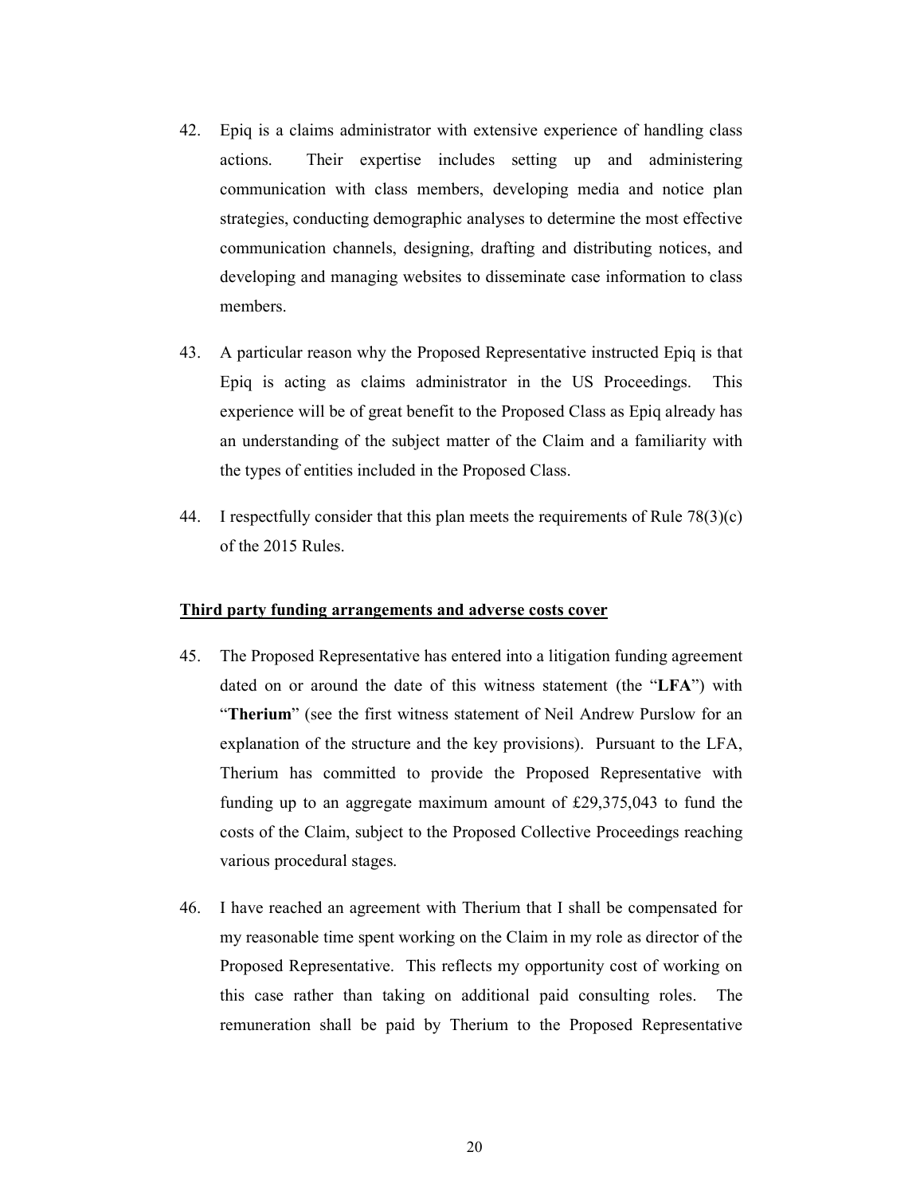42. Epiq is a claims administrator with extensive experience of handling class actions. Their expertise includes setting up and administering communication with class members, developing media and notice plan strategies, conducting demographic analyses to determine the most effective communication channels, designing, drafting and distributing notices, and developing and managing websites to disseminate case information to class members.

43. A particular reason why the Proposed Representative instructed Epiq is that Epiq is acting as claims administrator in the US Proceedings. This experience will be of great benefit to the Proposed Class as Epiq already has an understanding of the subject matter of the Claim and a familiarity with the types of entities included in the Proposed Class.

44. I respectfully consider that this plan meets the requirements of Rule 78(3)(c) of the 2015 Rules.

**Third party funding arrangements and adverse costs cover**

45. The Proposed Representative has entered into a litigation funding agreement dated on or around the date of this witness statement (the "**LFA**") with "**Therium**" (see the first witness statement of Neil Andrew Purslow for an explanation of the structure and the key provisions). Pursuant to the LFA, Therium has committed to provide the Proposed Representative with funding up to an aggregate maximum amount of £29,375,043 to fund the costs of the Claim, subject to the Proposed Collective Proceedings reaching various procedural stages.

46. I have reached an agreement with Therium that I shall be compensated for my reasonable time spent working on the Claim in my role as director of the Proposed Representative. This reflects my opportunity cost of working on this case rather than taking on additional paid consulting roles. The remuneration shall be paid by Therium to the Proposed Representative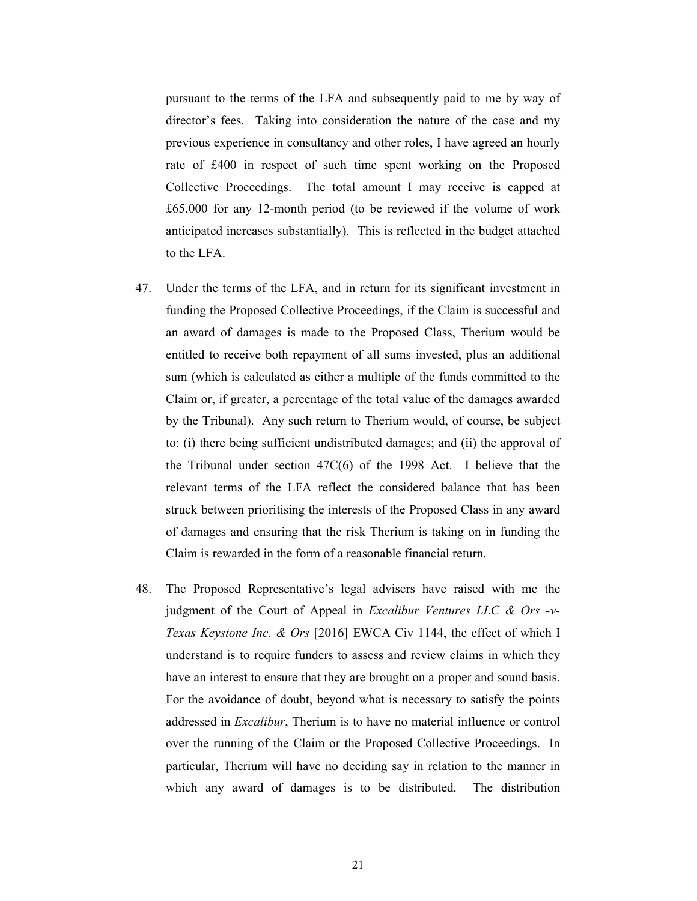pursuant to the terms of the LFA and subsequently paid to me by way of director's fees. Taking into consideration the nature of the case and my previous experience in consultancy and other roles, I have agreed an hourly rate of £400 in respect of such time spent working on the Proposed Collective Proceedings. The total amount I may receive is capped at £65,000 for any 12-month period (to be reviewed if the volume of work anticipated increases substantially). This is reflected in the budget attached to the LFA.

47. Under the terms of the LFA, and in return for its significant investment in funding the Proposed Collective Proceedings, if the Claim is successful and an award of damages is made to the Proposed Class, Therium would be entitled to receive both repayment of all sums invested, plus an additional sum (which is calculated as either a multiple of the funds committed to the Claim or, if greater, a percentage of the total value of the damages awarded by the Tribunal). Any such return to Therium would, of course, be subject to: (i) there being sufficient undistributed damages; and (ii) the approval of the Tribunal under section 47C(6) of the 1998 Act. I believe that the relevant terms of the LFA reflect the considered balance that has been struck between prioritising the interests of the Proposed Class in any award of damages and ensuring that the risk Therium is taking on in funding the Claim is rewarded in the form of a reasonable financial return.

48. The Proposed Representative's legal advisers have raised with me the judgment of the Court of Appeal in *Excalibur Ventures LLC & Ors -v- Texas Keystone Inc. & Ors* [2016] EWCA Civ 1144, the effect of which I understand is to require funders to assess and review claims in which they have an interest to ensure that they are brought on a proper and sound basis. For the avoidance of doubt, beyond what is necessary to satisfy the points addressed in *Excalibur*, Therium is to have no material influence or control over the running of the Claim or the Proposed Collective Proceedings. In particular, Therium will have no deciding say in relation to the manner in which any award of damages is to be distributed. The distribution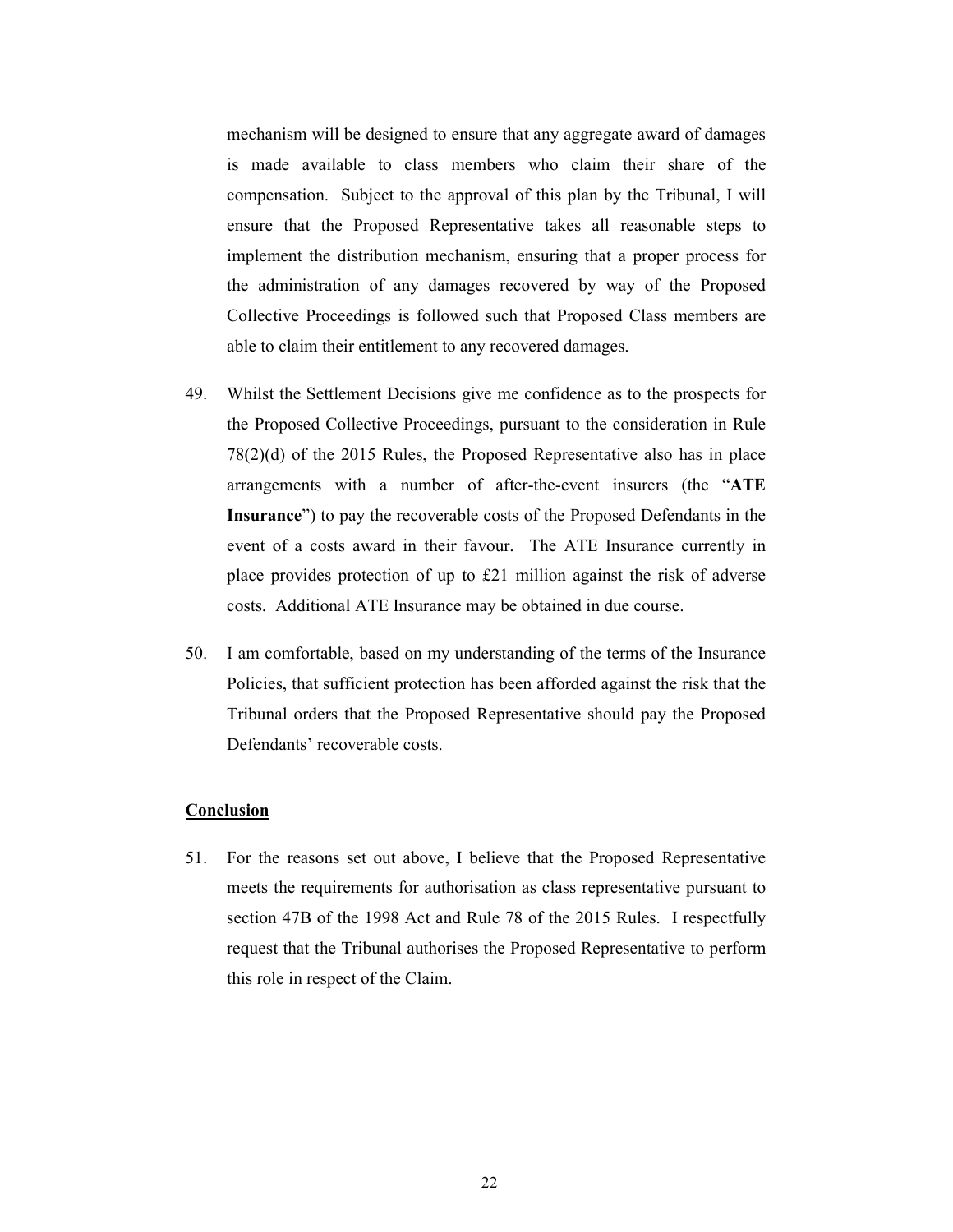mechanism will be designed to ensure that any aggregate award of damages is made available to class members who claim their share of the compensation. Subject to the approval of this plan by the Tribunal, I will ensure that the Proposed Representative takes all reasonable steps to implement the distribution mechanism, ensuring that a proper process for the administration of any damages recovered by way of the Proposed Collective Proceedings is followed such that Proposed Class members are able to claim their entitlement to any recovered damages.

49. Whilst the Settlement Decisions give me confidence as to the prospects for the Proposed Collective Proceedings, pursuant to the consideration in Rule 78(2)(d) of the 2015 Rules, the Proposed Representative also has in place arrangements with a number of after-the-event insurers (the "**ATE Insurance**") to pay the recoverable costs of the Proposed Defendants in the event of a costs award in their favour. The ATE Insurance currently in place provides protection of up to £21 million against the risk of adverse costs. Additional ATE Insurance may be obtained in due course.

50. I am comfortable, based on my understanding of the terms of the Insurance Policies, that sufficient protection has been afforded against the risk that the Tribunal orders that the Proposed Representative should pay the Proposed Defendants' recoverable costs.

**Conclusion**

51. For the reasons set out above, I believe that the Proposed Representative meets the requirements for authorisation as class representative pursuant to section 47B of the 1998 Act and Rule 78 of the 2015 Rules. I respectfully request that the Tribunal authorises the Proposed Representative to perform this role in respect of the Claim.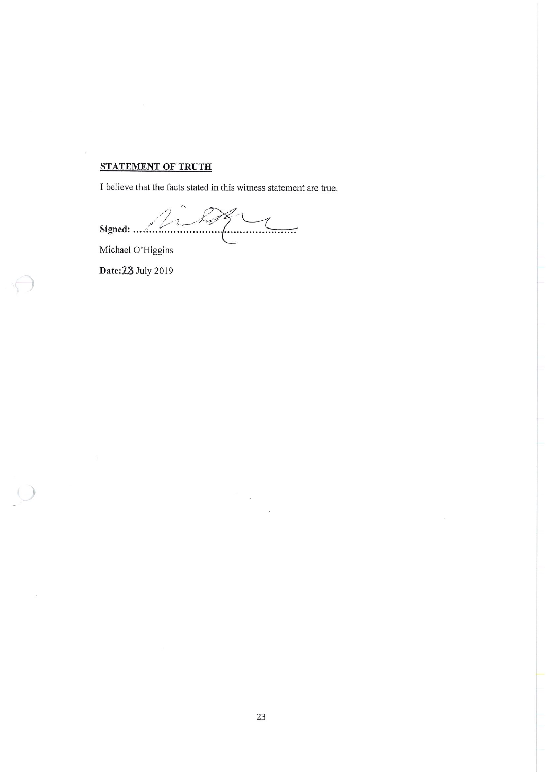**STATEMENT OF TRUTH**

I believe that the facts stated in this witness statement are true.

**Signed:** ..................................................

Michael O'Higgins

**Date:** 23 July 2019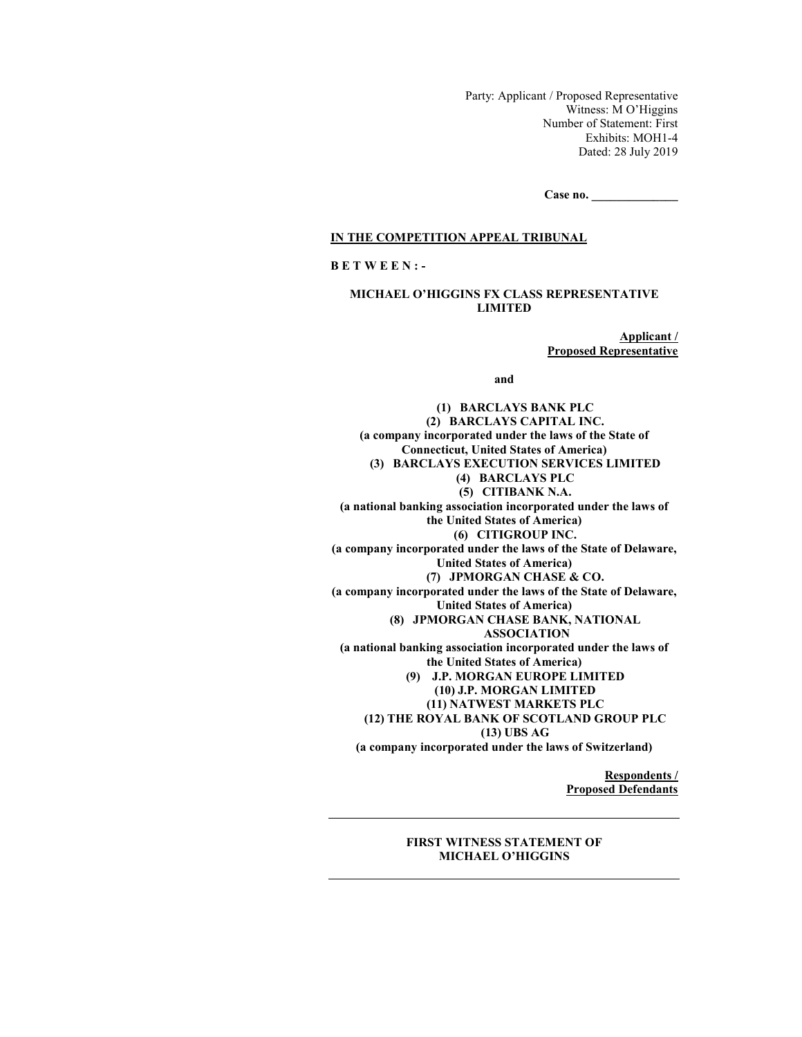Party: Applicant / Proposed Representative
Witness: M O'Higgins
Number of Statement: First
Exhibits: MOH1-4
Dated: 28 July 2019

**Case no. \_\_\_\_\_\_\_\_\_\_\_\_\_\_**

**IN THE COMPETITION APPEAL TRIBUNAL**

**B E T W E E N : -**

**MICHAEL O'HIGGINS FX CLASS REPRESENTATIVE LIMITED**

**Applicant / Proposed Representative**

**and**

**(1) BARCLAYS BANK PLC**
**(2) BARCLAYS CAPITAL INC.**
**(a company incorporated under the laws of the State of Connecticut, United States of America)**
**(3) BARCLAYS EXECUTION SERVICES LIMITED**
**(4) BARCLAYS PLC**
**(5) CITIBANK N.A.**
**(a national banking association incorporated under the laws of the United States of America)**
**(6) CITIGROUP INC.**
**(a company incorporated under the laws of the State of Delaware, United States of America)**
**(7) JPMORGAN CHASE & CO.**
**(a company incorporated under the laws of the State of Delaware, United States of America)**
**(8) JPMORGAN CHASE BANK, NATIONAL ASSOCIATION**
**(a national banking association incorporated under the laws of the United States of America)**
**(9) J.P. MORGAN EUROPE LIMITED**
**(10) J.P. MORGAN LIMITED**
**(11) NATWEST MARKETS PLC**
**(12) THE ROYAL BANK OF SCOTLAND GROUP PLC**
**(13) UBS AG**
**(a company incorporated under the laws of Switzerland)**

**Respondents / Proposed Defendants**

---

**FIRST WITNESS STATEMENT OF MICHAEL O'HIGGINS**

---